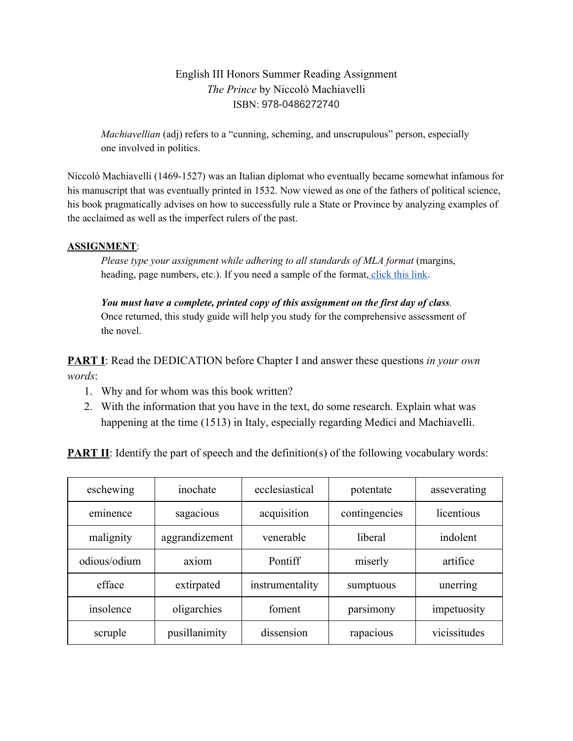English III Honors Summer Reading Assignment
*The Prince* by Niccolò Machiavelli
ISBN: 978-0486272740

> *Machiavellian* (adj) refers to a "cunning, scheming, and unscrupulous" person, especially one involved in politics.

Niccolò Machiavelli (1469-1527) was an Italian diplomat who eventually became somewhat infamous for his manuscript that was eventually printed in 1532. Now viewed as one of the fathers of political science, his book pragmatically advises on how to successfully rule a State or Province by analyzing examples of the acclaimed as well as the imperfect rulers of the past.

**ASSIGNMENT**:

> *Please type your assignment while adhering to all standards of MLA format* (margins, heading, page numbers, etc.). If you need a sample of the format, click this link.
>
> ***You must have a complete, printed copy of this assignment on the first day of class***. Once returned, this study guide will help you study for the comprehensive assessment of the novel.

**PART I**: Read the DEDICATION before Chapter I and answer these questions *in your own words*:

1. Why and for whom was this book written?
2. With the information that you have in the text, do some research. Explain what was happening at the time (1513) in Italy, especially regarding Medici and Machiavelli.

**PART II**: Identify the part of speech and the definition(s) of the following vocabulary words:

| | | | | |
|---|---|---|---|---|
| eschewing | inochate | ecclesiastical | potentate | asseverating |
| eminence | sagacious | acquisition | contingencies | licentious |
| malignity | aggrandizement | venerable | liberal | indolent |
| odious/odium | axiom | Pontiff | miserly | artifice |
| efface | extirpated | instrumentality | sumptuous | unerring |
| insolence | oligarchies | foment | parsimony | impetuosity |
| scruple | pusillanimity | dissension | rapacious | vicissitudes |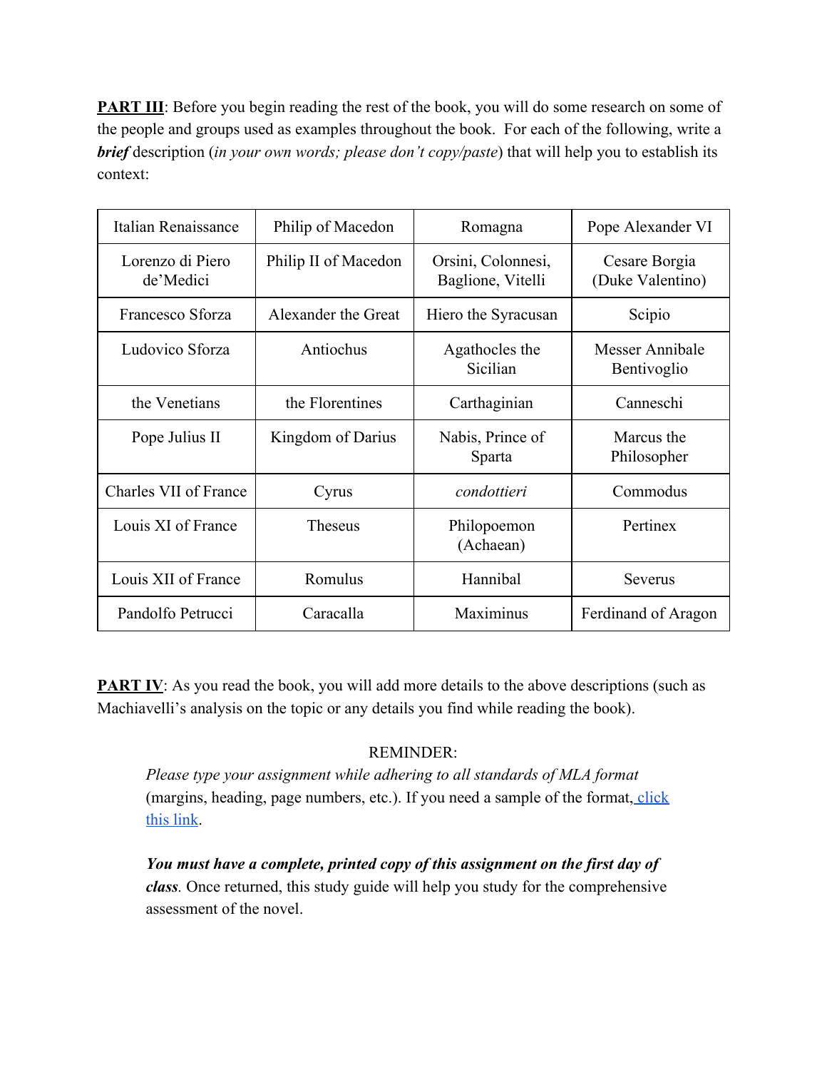**PART III**: Before you begin reading the rest of the book, you will do some research on some of the people and groups used as examples throughout the book. For each of the following, write a ***brief*** description (*in your own words; please don't copy/paste*) that will help you to establish its context:

| | | | |
|---|---|---|---|
| Italian Renaissance | Philip of Macedon | Romagna | Pope Alexander VI |
| Lorenzo di Piero de'Medici | Philip II of Macedon | Orsini, Colonnesi, Baglione, Vitelli | Cesare Borgia (Duke Valentino) |
| Francesco Sforza | Alexander the Great | Hiero the Syracusan | Scipio |
| Ludovico Sforza | Antiochus | Agathocles the Sicilian | Messer Annibale Bentivoglio |
| the Venetians | the Florentines | Carthaginian | Canneschi |
| Pope Julius II | Kingdom of Darius | Nabis, Prince of Sparta | Marcus the Philosopher |
| Charles VII of France | Cyrus | *condottieri* | Commodus |
| Louis XI of France | Theseus | Philopoemon (Achaean) | Pertinex |
| Louis XII of France | Romulus | Hannibal | Severus |
| Pandolfo Petrucci | Caracalla | Maximinus | Ferdinand of Aragon |

**PART IV**: As you read the book, you will add more details to the above descriptions (such as Machiavelli's analysis on the topic or any details you find while reading the book).

REMINDER:

*Please type your assignment while adhering to all standards of MLA format* (margins, heading, page numbers, etc.). If you need a sample of the format, click this link.

***You must have a complete, printed copy of this assignment on the first day of class***. Once returned, this study guide will help you study for the comprehensive assessment of the novel.